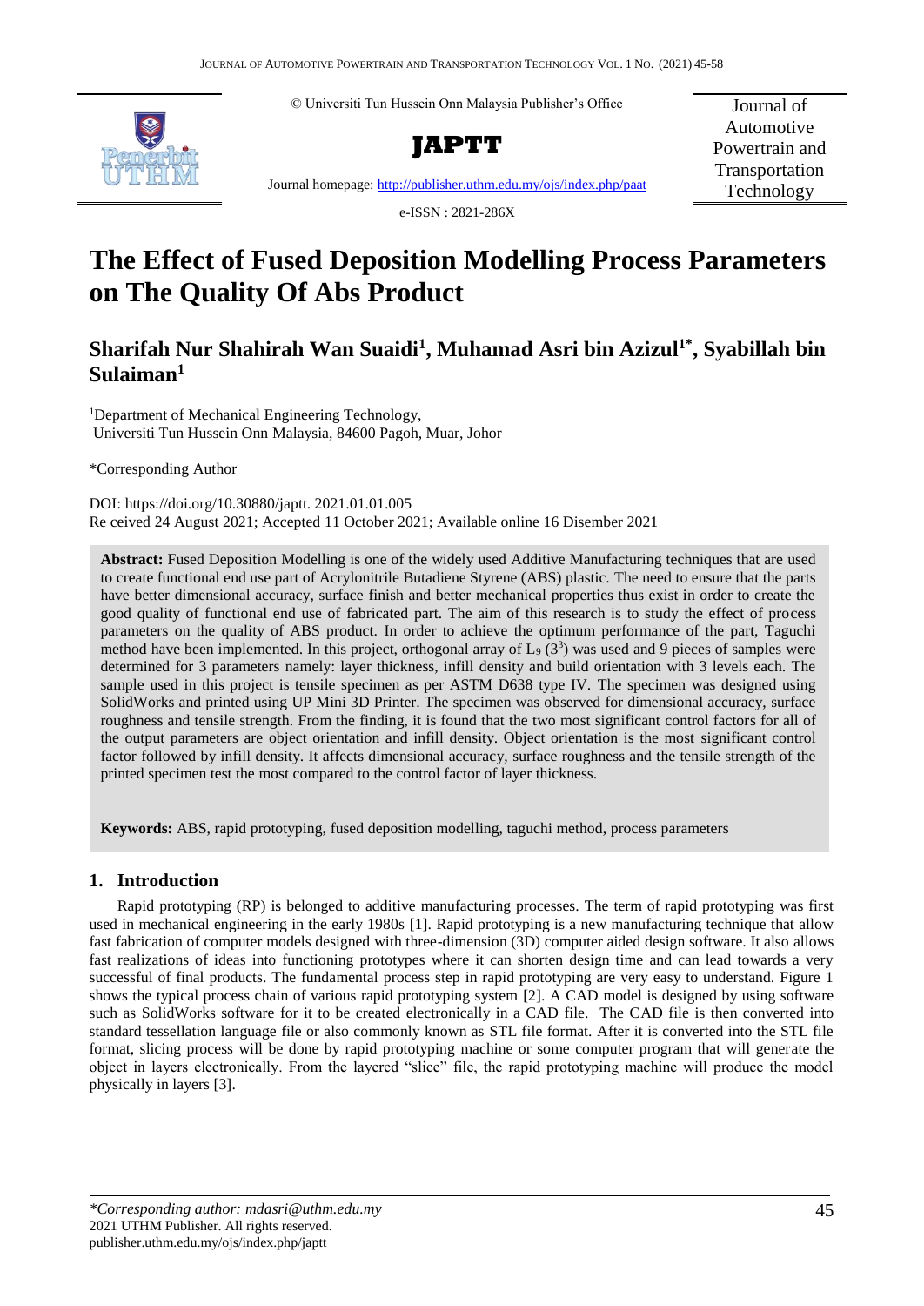© Universiti Tun Hussein Onn Malaysia Publisher's Office

**JAPTT**

Journal homepage: http://publisher.uthm.edu.my/ojs/index.php/paat

e-ISSN : 2821-286X

Journal of Automotive Powertrain and Transportation Technology

# The Effect of Fused Deposition Modelling Process Parameters on The Quality Of Abs Product

## Sharifah Nur Shahirah Wan Suaidi[1], Muhamad Asri bin Azizul[1*], Syabillah bin Sulaiman[1]

[1]Department of Mechanical Engineering Technology, Universiti Tun Hussein Onn Malaysia, 84600 Pagoh, Muar, Johor

*Corresponding Author

DOI: https://doi.org/10.30880/japtt. 2021.01.01.005
Re ceived 24 August 2021; Accepted 11 October 2021; Available online 16 Disember 2021

**Abstract:** Fused Deposition Modelling is one of the widely used Additive Manufacturing techniques that are used to create functional end use part of Acrylonitrile Butadiene Styrene (ABS) plastic. The need to ensure that the parts have better dimensional accuracy, surface finish and better mechanical properties thus exist in order to create the good quality of functional end use of fabricated part. The aim of this research is to study the effect of process parameters on the quality of ABS product. In order to achieve the optimum performance of the part, Taguchi method have been implemented. In this project, orthogonal array of $L_9$ ($3^3$) was used and 9 pieces of samples were determined for 3 parameters namely: layer thickness, infill density and build orientation with 3 levels each. The sample used in this project is tensile specimen as per ASTM D638 type IV. The specimen was designed using SolidWorks and printed using UP Mini 3D Printer. The specimen was observed for dimensional accuracy, surface roughness and tensile strength. From the finding, it is found that the two most significant control factors for all of the output parameters are object orientation and infill density. Object orientation is the most significant control factor followed by infill density. It affects dimensional accuracy, surface roughness and the tensile strength of the printed specimen test the most compared to the control factor of layer thickness.

**Keywords:** ABS, rapid prototyping, fused deposition modelling, taguchi method, process parameters

## 1. Introduction

Rapid prototyping (RP) is belonged to additive manufacturing processes. The term of rapid prototyping was first used in mechanical engineering in the early 1980s [1]. Rapid prototyping is a new manufacturing technique that allow fast fabrication of computer models designed with three-dimension (3D) computer aided design software. It also allows fast realizations of ideas into functioning prototypes where it can shorten design time and can lead towards a very successful of final products. The fundamental process step in rapid prototyping are very easy to understand. Figure 1 shows the typical process chain of various rapid prototyping system [2]. A CAD model is designed by using software such as SolidWorks software for it to be created electronically in a CAD file. The CAD file is then converted into standard tessellation language file or also commonly known as STL file format. After it is converted into the STL file format, slicing process will be done by rapid prototyping machine or some computer program that will generate the object in layers electronically. From the layered "slice" file, the rapid prototyping machine will produce the model physically in layers [3].

*\*Corresponding author: mdasri@uthm.edu.my*
2021 UTHM Publisher. All rights reserved.
publisher.uthm.edu.my/ojs/index.php/japtt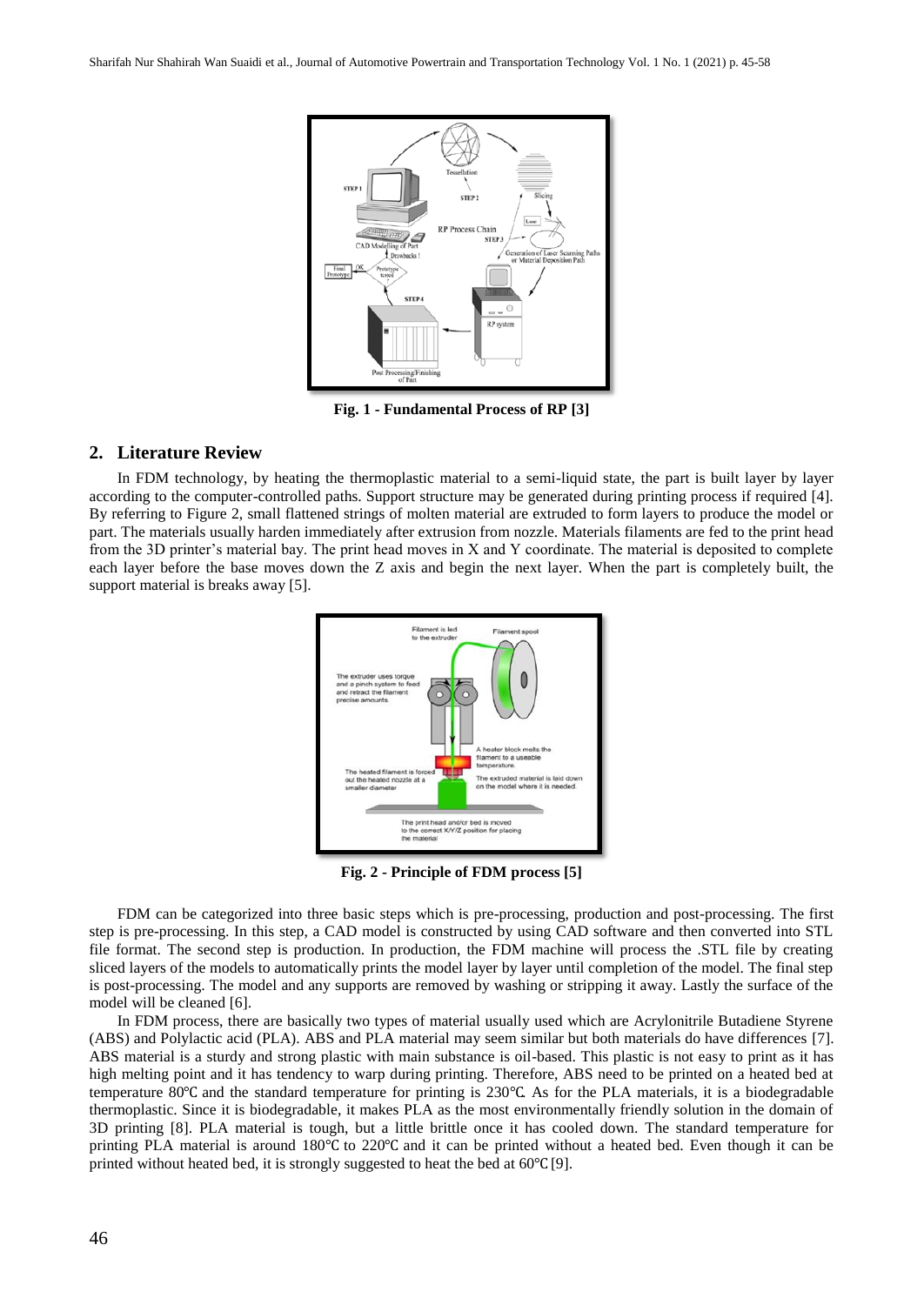Fig. 1 - Fundamental Process of RP [3]

## 2. Literature Review

In FDM technology, by heating the thermoplastic material to a semi-liquid state, the part is built layer by layer according to the computer-controlled paths. Support structure may be generated during printing process if required [4]. By referring to Figure 2, small flattened strings of molten material are extruded to form layers to produce the model or part. The materials usually harden immediately after extrusion from nozzle. Materials filaments are fed to the print head from the 3D printer's material bay. The print head moves in X and Y coordinate. The material is deposited to complete each layer before the base moves down the Z axis and begin the next layer. When the part is completely built, the support material is breaks away [5].

Fig. 2 - Principle of FDM process [5]

FDM can be categorized into three basic steps which is pre-processing, production and post-processing. The first step is pre-processing. In this step, a CAD model is constructed by using CAD software and then converted into STL file format. The second step is production. In production, the FDM machine will process the .STL file by creating sliced layers of the models to automatically prints the model layer by layer until completion of the model. The final step is post-processing. The model and any supports are removed by washing or stripping it away. Lastly the surface of the model will be cleaned [6].

In FDM process, there are basically two types of material usually used which are Acrylonitrile Butadiene Styrene (ABS) and Polylactic acid (PLA). ABS and PLA material may seem similar but both materials do have differences [7]. ABS material is a sturdy and strong plastic with main substance is oil-based. This plastic is not easy to print as it has high melting point and it has tendency to warp during printing. Therefore, ABS need to be printed on a heated bed at temperature 80℃ and the standard temperature for printing is 230℃. As for the PLA materials, it is a biodegradable thermoplastic. Since it is biodegradable, it makes PLA as the most environmentally friendly solution in the domain of 3D printing [8]. PLA material is tough, but a little brittle once it has cooled down. The standard temperature for printing PLA material is around 180℃ to 220℃ and it can be printed without a heated bed. Even though it can be printed without heated bed, it is strongly suggested to heat the bed at 60℃ [9].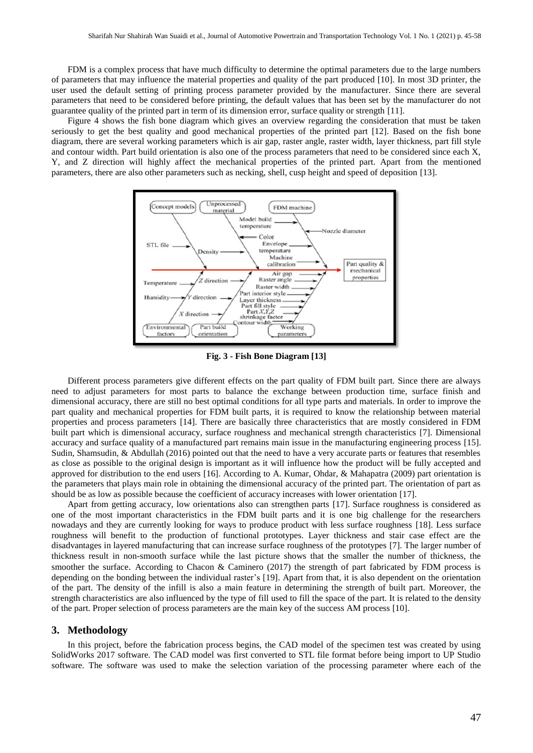FDM is a complex process that have much difficulty to determine the optimal parameters due to the large numbers of parameters that may influence the material properties and quality of the part produced [10]. In most 3D printer, the user used the default setting of printing process parameter provided by the manufacturer. Since there are several parameters that need to be considered before printing, the default values that has been set by the manufacturer do not guarantee quality of the printed part in term of its dimension error, surface quality or strength [11].

Figure 4 shows the fish bone diagram which gives an overview regarding the consideration that must be taken seriously to get the best quality and good mechanical properties of the printed part [12]. Based on the fish bone diagram, there are several working parameters which is air gap, raster angle, raster width, layer thickness, part fill style and contour width. Part build orientation is also one of the process parameters that need to be considered since each X, Y, and Z direction will highly affect the mechanical properties of the printed part. Apart from the mentioned parameters, there are also other parameters such as necking, shell, cusp height and speed of deposition [13].

**Fig. 3 - Fish Bone Diagram [13]**

Different process parameters give different effects on the part quality of FDM built part. Since there are always need to adjust parameters for most parts to balance the exchange between production time, surface finish and dimensional accuracy, there are still no best optimal conditions for all type parts and materials. In order to improve the part quality and mechanical properties for FDM built parts, it is required to know the relationship between material properties and process parameters [14]. There are basically three characteristics that are mostly considered in FDM built part which is dimensional accuracy, surface roughness and mechanical strength characteristics [7]. Dimensional accuracy and surface quality of a manufactured part remains main issue in the manufacturing engineering process [15]. Sudin, Shamsudin, & Abdullah (2016) pointed out that the need to have a very accurate parts or features that resembles as close as possible to the original design is important as it will influence how the product will be fully accepted and approved for distribution to the end users [16]. According to A. Kumar, Ohdar, & Mahapatra (2009) part orientation is the parameters that plays main role in obtaining the dimensional accuracy of the printed part. The orientation of part as should be as low as possible because the coefficient of accuracy increases with lower orientation [17].

Apart from getting accuracy, low orientations also can strengthen parts [17]. Surface roughness is considered as one of the most important characteristics in the FDM built parts and it is one big challenge for the researchers nowadays and they are currently looking for ways to produce product with less surface roughness [18]. Less surface roughness will benefit to the production of functional prototypes. Layer thickness and stair case effect are the disadvantages in layered manufacturing that can increase surface roughness of the prototypes [7]. The larger number of thickness result in non-smooth surface while the last picture shows that the smaller the number of thickness, the smoother the surface. According to Chacon & Caminero (2017) the strength of part fabricated by FDM process is depending on the bonding between the individual raster's [19]. Apart from that, it is also dependent on the orientation of the part. The density of the infill is also a main feature in determining the strength of built part. Moreover, the strength characteristics are also influenced by the type of fill used to fill the space of the part. It is related to the density of the part. Proper selection of process parameters are the main key of the success AM process [10].

## 3. Methodology

In this project, before the fabrication process begins, the CAD model of the specimen test was created by using SolidWorks 2017 software. The CAD model was first converted to STL file format before being import to UP Studio software. The software was used to make the selection variation of the processing parameter where each of the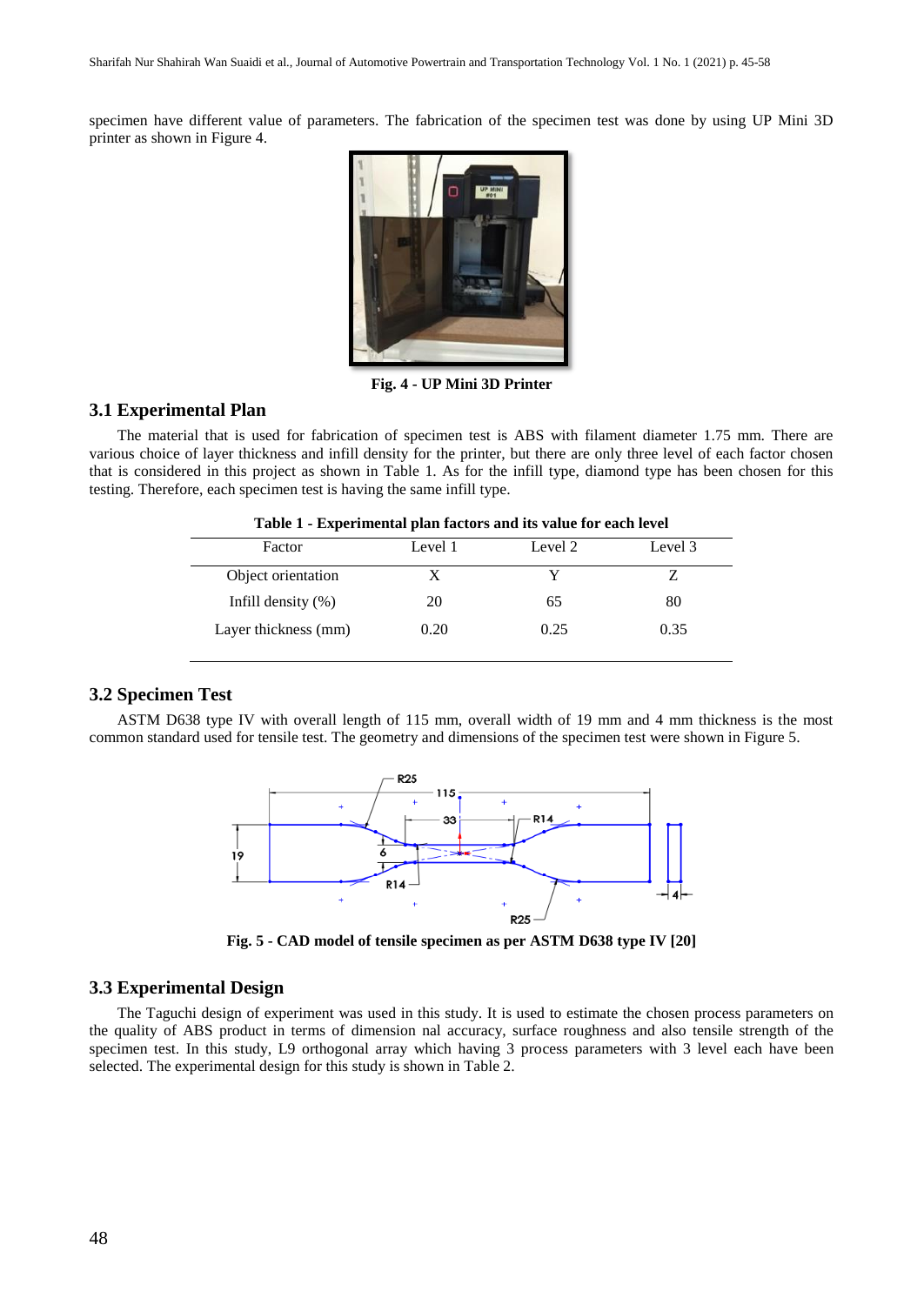specimen have different value of parameters. The fabrication of the specimen test was done by using UP Mini 3D printer as shown in Figure 4.

**Fig. 4 - UP Mini 3D Printer**

### 3.1 Experimental Plan

The material that is used for fabrication of specimen test is ABS with filament diameter 1.75 mm. There are various choice of layer thickness and infill density for the printer, but there are only three level of each factor chosen that is considered in this project as shown in Table 1. As for the infill type, diamond type has been chosen for this testing. Therefore, each specimen test is having the same infill type.

**Table 1 - Experimental plan factors and its value for each level**

| Factor | Level 1 | Level 2 | Level 3 |
|---|---|---|---|
| Object orientation | X | Y | Z |
| Infill density (%) | 20 | 65 | 80 |
| Layer thickness (mm) | 0.20 | 0.25 | 0.35 |

### 3.2 Specimen Test

ASTM D638 type IV with overall length of 115 mm, overall width of 19 mm and 4 mm thickness is the most common standard used for tensile test. The geometry and dimensions of the specimen test were shown in Figure 5.

**Fig. 5 - CAD model of tensile specimen as per ASTM D638 type IV [20]**

### 3.3 Experimental Design

The Taguchi design of experiment was used in this study. It is used to estimate the chosen process parameters on the quality of ABS product in terms of dimension nal accuracy, surface roughness and also tensile strength of the specimen test. In this study, L9 orthogonal array which having 3 process parameters with 3 level each have been selected. The experimental design for this study is shown in Table 2.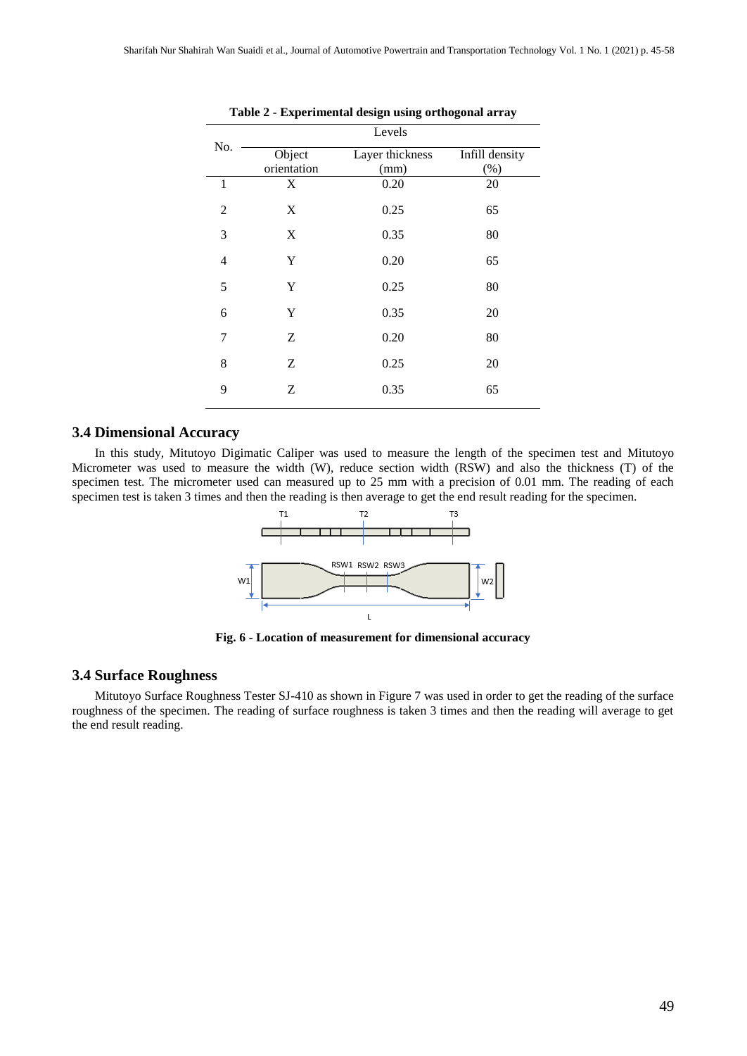**Table 2 - Experimental design using orthogonal array**

| No. | Levels | | |
|---|---|---|---|
| | Object orientation | Layer thickness (mm) | Infill density (%) |
| 1 | X | 0.20 | 20 |
| 2 | X | 0.25 | 65 |
| 3 | X | 0.35 | 80 |
| 4 | Y | 0.20 | 65 |
| 5 | Y | 0.25 | 80 |
| 6 | Y | 0.35 | 20 |
| 7 | Z | 0.20 | 80 |
| 8 | Z | 0.25 | 20 |
| 9 | Z | 0.35 | 65 |

## 3.4 Dimensional Accuracy

In this study, Mitutoyo Digimatic Caliper was used to measure the length of the specimen test and Mitutoyo Micrometer was used to measure the width (W), reduce section width (RSW) and also the thickness (T) of the specimen test. The micrometer used can measured up to 25 mm with a precision of 0.01 mm. The reading of each specimen test is taken 3 times and then the reading is then average to get the end result reading for the specimen.

**Fig. 6 - Location of measurement for dimensional accuracy**

## 3.4 Surface Roughness

Mitutoyo Surface Roughness Tester SJ-410 as shown in Figure 7 was used in order to get the reading of the surface roughness of the specimen. The reading of surface roughness is taken 3 times and then the reading will average to get the end result reading.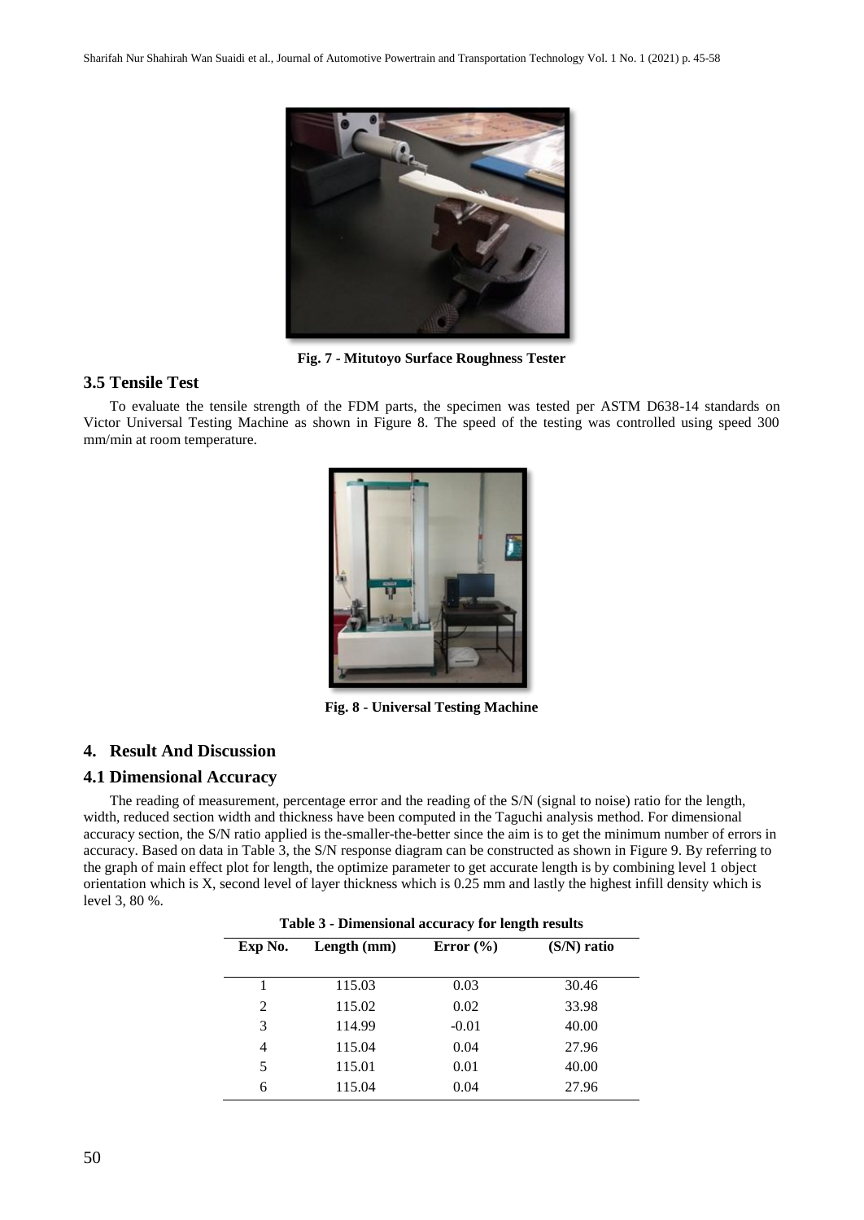Fig. 7 - Mitutoyo Surface Roughness Tester

### 3.5 Tensile Test

To evaluate the tensile strength of the FDM parts, the specimen was tested per ASTM D638-14 standards on Victor Universal Testing Machine as shown in Figure 8. The speed of the testing was controlled using speed 300 mm/min at room temperature.

Fig. 8 - Universal Testing Machine

## 4. Result And Discussion

### 4.1 Dimensional Accuracy

The reading of measurement, percentage error and the reading of the S/N (signal to noise) ratio for the length, width, reduced section width and thickness have been computed in the Taguchi analysis method. For dimensional accuracy section, the S/N ratio applied is the-smaller-the-better since the aim is to get the minimum number of errors in accuracy. Based on data in Table 3, the S/N response diagram can be constructed as shown in Figure 9. By referring to the graph of main effect plot for length, the optimize parameter to get accurate length is by combining level 1 object orientation which is X, second level of layer thickness which is 0.25 mm and lastly the highest infill density which is level 3, 80 %.

**Table 3 - Dimensional accuracy for length results**

| Exp No. | Length (mm) | Error (%) | (S/N) ratio |
|---|---|---|---|
| 1 | 115.03 | 0.03 | 30.46 |
| 2 | 115.02 | 0.02 | 33.98 |
| 3 | 114.99 | -0.01 | 40.00 |
| 4 | 115.04 | 0.04 | 27.96 |
| 5 | 115.01 | 0.01 | 40.00 |
| 6 | 115.04 | 0.04 | 27.96 |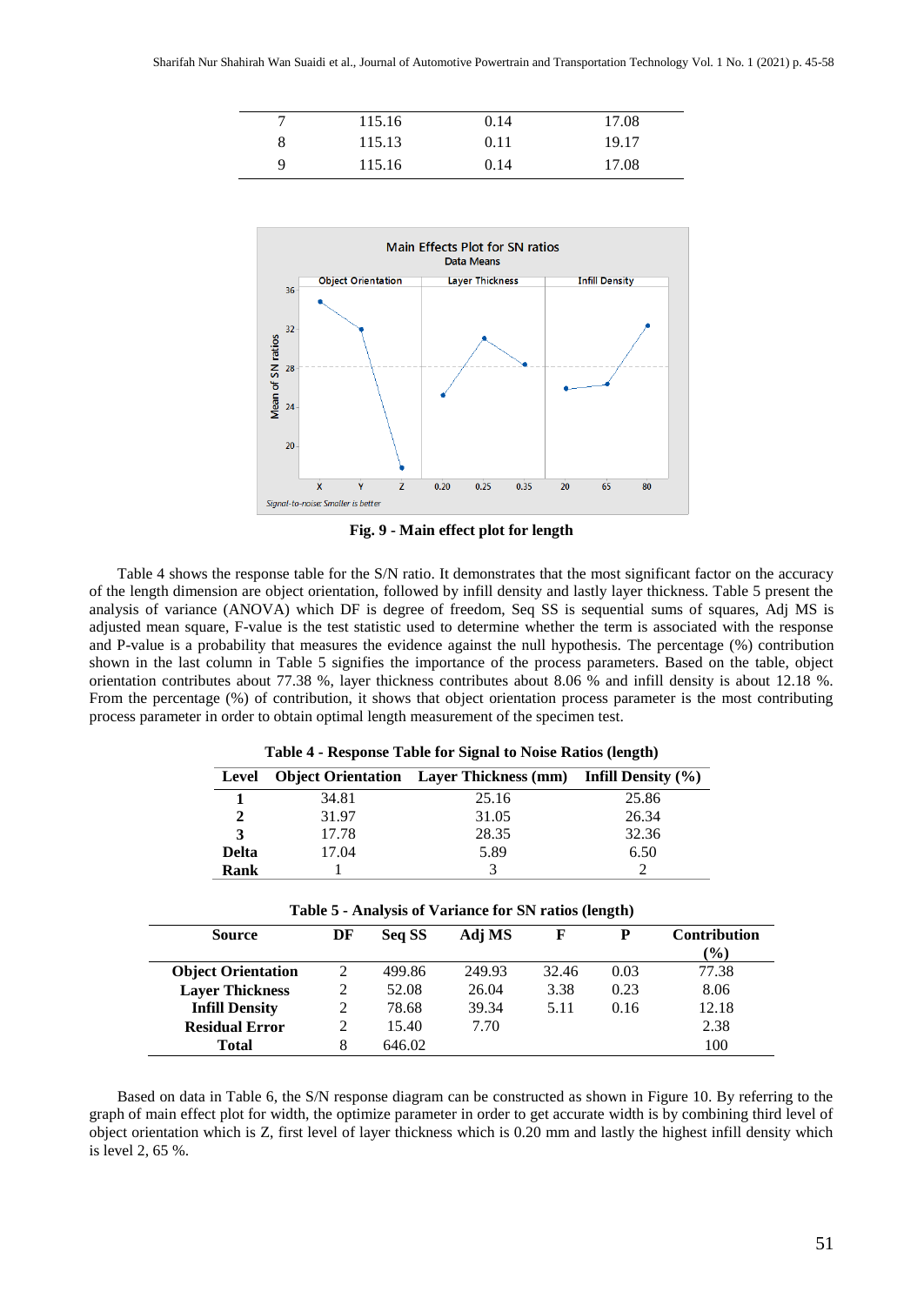| 7 | 115.16 | 0.14 | 17.08 |
|---|---|---|---|
| 8 | 115.13 | 0.11 | 19.17 |
| 9 | 115.16 | 0.14 | 17.08 |

**Fig. 9 - Main effect plot for length**

Table 4 shows the response table for the S/N ratio. It demonstrates that the most significant factor on the accuracy of the length dimension are object orientation, followed by infill density and lastly layer thickness. Table 5 present the analysis of variance (ANOVA) which DF is degree of freedom, Seq SS is sequential sums of squares, Adj MS is adjusted mean square, F-value is the test statistic used to determine whether the term is associated with the response and P-value is a probability that measures the evidence against the null hypothesis. The percentage (%) contribution shown in the last column in Table 5 signifies the importance of the process parameters. Based on the table, object orientation contributes about 77.38 %, layer thickness contributes about 8.06 % and infill density is about 12.18 %. From the percentage (%) of contribution, it shows that object orientation process parameter is the most contributing process parameter in order to obtain optimal length measurement of the specimen test.

**Table 4 - Response Table for Signal to Noise Ratios (length)**

| Level | Object Orientation | Layer Thickness (mm) | Infill Density (%) |
|---|---|---|---|
| **1** | 34.81 | 25.16 | 25.86 |
| **2** | 31.97 | 31.05 | 26.34 |
| **3** | 17.78 | 28.35 | 32.36 |
| **Delta** | 17.04 | 5.89 | 6.50 |
| **Rank** | 1 | 3 | 2 |

**Table 5 - Analysis of Variance for SN ratios (length)**

| Source | DF | Seq SS | Adj MS | F | P | Contribution (%) |
|---|---|---|---|---|---|---|
| **Object Orientation** | 2 | 499.86 | 249.93 | 32.46 | 0.03 | 77.38 |
| **Layer Thickness** | 2 | 52.08 | 26.04 | 3.38 | 0.23 | 8.06 |
| **Infill Density** | 2 | 78.68 | 39.34 | 5.11 | 0.16 | 12.18 |
| **Residual Error** | 2 | 15.40 | 7.70 | | | 2.38 |
| **Total** | 8 | 646.02 | | | | 100 |

Based on data in Table 6, the S/N response diagram can be constructed as shown in Figure 10. By referring to the graph of main effect plot for width, the optimize parameter in order to get accurate width is by combining third level of object orientation which is Z, first level of layer thickness which is 0.20 mm and lastly the highest infill density which is level 2, 65 %.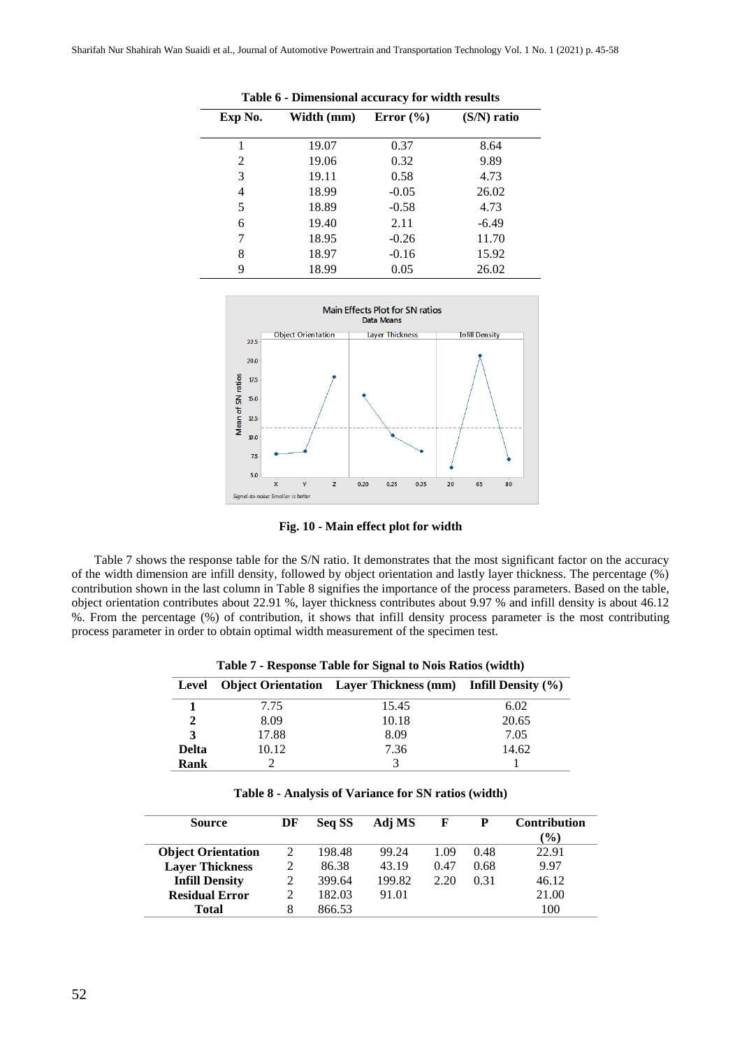**Table 6 - Dimensional accuracy for width results**

| Exp No. | Width (mm) | Error (%) | (S/N) ratio |
|---|---|---|---|
| 1 | 19.07 | 0.37 | 8.64 |
| 2 | 19.06 | 0.32 | 9.89 |
| 3 | 19.11 | 0.58 | 4.73 |
| 4 | 18.99 | -0.05 | 26.02 |
| 5 | 18.89 | -0.58 | 4.73 |
| 6 | 19.40 | 2.11 | -6.49 |
| 7 | 18.95 | -0.26 | 11.70 |
| 8 | 18.97 | -0.16 | 15.92 |
| 9 | 18.99 | 0.05 | 26.02 |

**Fig. 10 - Main effect plot for width**

Table 7 shows the response table for the S/N ratio. It demonstrates that the most significant factor on the accuracy of the width dimension are infill density, followed by object orientation and lastly layer thickness. The percentage (%) contribution shown in the last column in Table 8 signifies the importance of the process parameters. Based on the table, object orientation contributes about 22.91 %, layer thickness contributes about 9.97 % and infill density is about 46.12 %. From the percentage (%) of contribution, it shows that infill density process parameter is the most contributing process parameter in order to obtain optimal width measurement of the specimen test.

**Table 7 - Response Table for Signal to Nois Ratios (width)**

| Level | Object Orientation | Layer Thickness (mm) | Infill Density (%) |
|---|---|---|---|
| **1** | 7.75 | 15.45 | 6.02 |
| **2** | 8.09 | 10.18 | 20.65 |
| **3** | 17.88 | 8.09 | 7.05 |
| **Delta** | 10.12 | 7.36 | 14.62 |
| **Rank** | 2 | 3 | 1 |

**Table 8 - Analysis of Variance for SN ratios (width)**

| Source | DF | Seq SS | Adj MS | F | P | Contribution (%) |
|---|---|---|---|---|---|---|
| **Object Orientation** | 2 | 198.48 | 99.24 | 1.09 | 0.48 | 22.91 |
| **Layer Thickness** | 2 | 86.38 | 43.19 | 0.47 | 0.68 | 9.97 |
| **Infill Density** | 2 | 399.64 | 199.82 | 2.20 | 0.31 | 46.12 |
| **Residual Error** | 2 | 182.03 | 91.01 | | | 21.00 |
| **Total** | 8 | 866.53 | | | | 100 |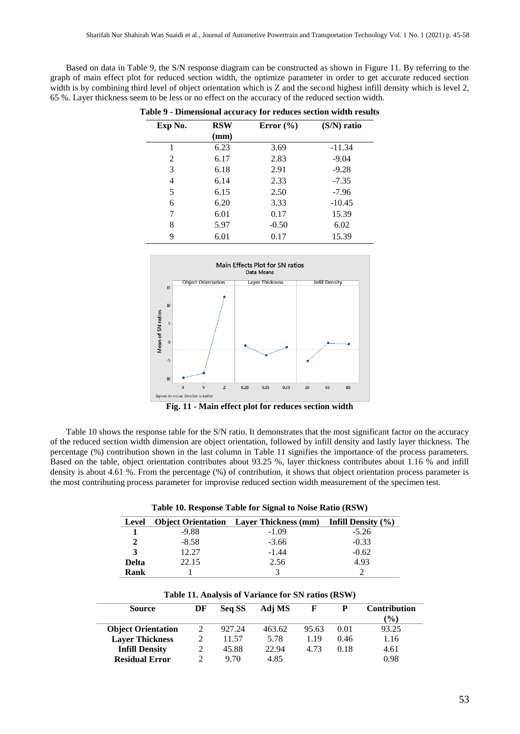Based on data in Table 9, the S/N response diagram can be constructed as shown in Figure 11. By referring to the graph of main effect plot for reduced section width, the optimize parameter in order to get accurate reduced section width is by combining third level of object orientation which is Z and the second highest infill density which is level 2, 65 %. Layer thickness seem to be less or no effect on the accuracy of the reduced section width.

**Table 9 - Dimensional accuracy for reduces section width results**

| Exp No. | RSW (mm) | Error (%) | (S/N) ratio |
|---|---|---|---|
| 1 | 6.23 | 3.69 | -11.34 |
| 2 | 6.17 | 2.83 | -9.04 |
| 3 | 6.18 | 2.91 | -9.28 |
| 4 | 6.14 | 2.33 | -7.35 |
| 5 | 6.15 | 2.50 | -7.96 |
| 6 | 6.20 | 3.33 | -10.45 |
| 7 | 6.01 | 0.17 | 15.39 |
| 8 | 5.97 | -0.50 | 6.02 |
| 9 | 6.01 | 0.17 | 15.39 |

**Fig. 11 - Main effect plot for reduces section width**

Table 10 shows the response table for the S/N ratio. It demonstrates that the most significant factor on the accuracy of the reduced section width dimension are object orientation, followed by infill density and lastly layer thickness. The percentage (%) contribution shown in the last column in Table 11 signifies the importance of the process parameters. Based on the table, object orientation contributes about 93.25 %, layer thickness contributes about 1.16 % and infill density is about 4.61 %. From the percentage (%) of contribution, it shows that object orientation process parameter is the most contributing process parameter for improvise reduced section width measurement of the specimen test.

**Table 10. Response Table for Signal to Noise Ratio (RSW)**

| Level | Object Orientation | Layer Thickness (mm) | Infill Density (%) |
|---|---|---|---|
| **1** | -9.88 | -1.09 | -5.26 |
| **2** | -8.58 | -3.66 | -0.33 |
| **3** | 12.27 | -1.44 | -0.62 |
| **Delta** | 22.15 | 2.56 | 4.93 |
| **Rank** | 1 | 3 | 2 |

**Table 11. Analysis of Variance for SN ratios (RSW)**

| Source | DF | Seq SS | Adj MS | F | P | Contribution (%) |
|---|---|---|---|---|---|---|
| **Object Orientation** | 2 | 927.24 | 463.62 | 95.63 | 0.01 | 93.25 |
| **Layer Thickness** | 2 | 11.57 | 5.78 | 1.19 | 0.46 | 1.16 |
| **Infill Density** | 2 | 45.88 | 22.94 | 4.73 | 0.18 | 4.61 |
| **Residual Error** | 2 | 9.70 | 4.85 | | | 0.98 |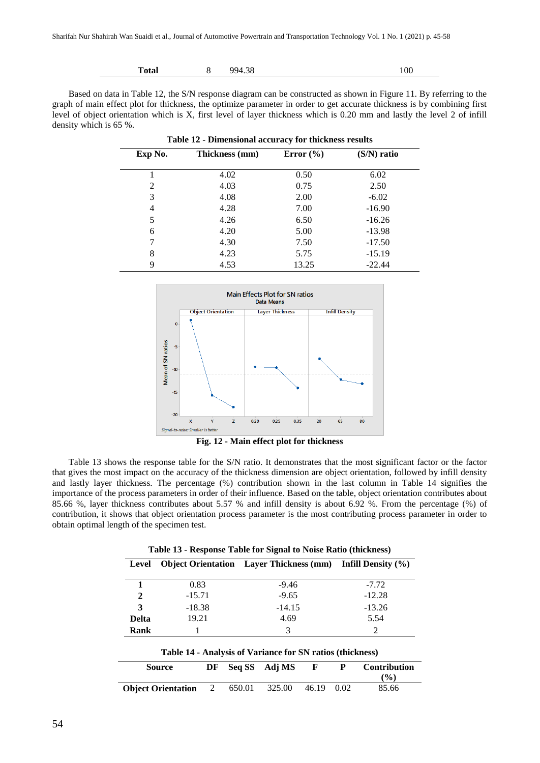| Total | 8 | 994.38 | | | | 100 |
|---|---|---|---|---|---|---|

Based on data in Table 12, the S/N response diagram can be constructed as shown in Figure 11. By referring to the graph of main effect plot for thickness, the optimize parameter in order to get accurate thickness is by combining first level of object orientation which is X, first level of layer thickness which is 0.20 mm and lastly the level 2 of infill density which is 65 %.

**Table 12 - Dimensional accuracy for thickness results**

| Exp No. | Thickness (mm) | Error (%) | (S/N) ratio |
|---|---|---|---|
| 1 | 4.02 | 0.50 | 6.02 |
| 2 | 4.03 | 0.75 | 2.50 |
| 3 | 4.08 | 2.00 | -6.02 |
| 4 | 4.28 | 7.00 | -16.90 |
| 5 | 4.26 | 6.50 | -16.26 |
| 6 | 4.20 | 5.00 | -13.98 |
| 7 | 4.30 | 7.50 | -17.50 |
| 8 | 4.23 | 5.75 | -15.19 |
| 9 | 4.53 | 13.25 | -22.44 |

**Fig. 12 - Main effect plot for thickness**

Table 13 shows the response table for the S/N ratio. It demonstrates that the most significant factor or the factor that gives the most impact on the accuracy of the thickness dimension are object orientation, followed by infill density and lastly layer thickness. The percentage (%) contribution shown in the last column in Table 14 signifies the importance of the process parameters in order of their influence. Based on the table, object orientation contributes about 85.66 %, layer thickness contributes about 5.57 % and infill density is about 6.92 %. From the percentage (%) of contribution, it shows that object orientation process parameter is the most contributing process parameter in order to obtain optimal length of the specimen test.

**Table 13 - Response Table for Signal to Noise Ratio (thickness)**

| Level | Object Orientation | Layer Thickness (mm) | Infill Density (%) |
|---|---|---|---|
| **1** | 0.83 | -9.46 | -7.72 |
| **2** | -15.71 | -9.65 | -12.28 |
| **3** | -18.38 | -14.15 | -13.26 |
| **Delta** | 19.21 | 4.69 | 5.54 |
| **Rank** | 1 | 3 | 2 |

**Table 14 - Analysis of Variance for SN ratios (thickness)**

| Source | DF | Seq SS | Adj MS | F | P | Contribution (%) |
|---|---|---|---|---|---|---|
| **Object Orientation** | 2 | 650.01 | 325.00 | 46.19 | 0.02 | 85.66 |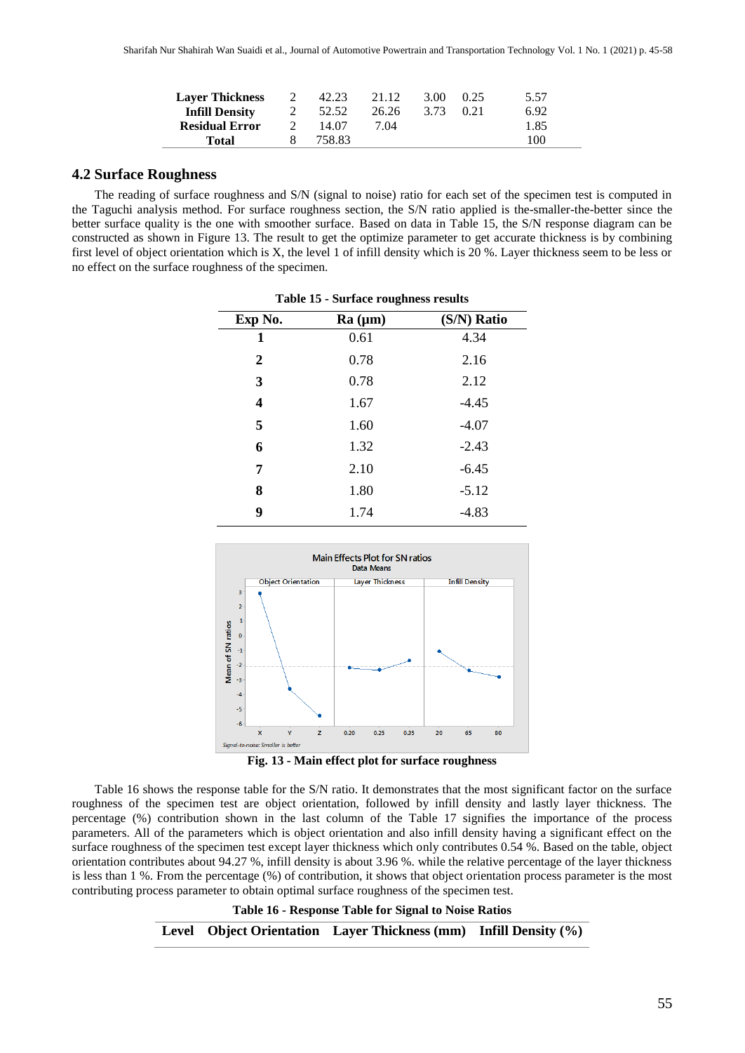| Layer Thickness | 2 | 42.23 | 21.12 | 3.00 | 0.25 | 5.57 |
|---|---|---|---|---|---|---|
| Infill Density | 2 | 52.52 | 26.26 | 3.73 | 0.21 | 6.92 |
| Residual Error | 2 | 14.07 | 7.04 | | | 1.85 |
| Total | 8 | 758.83 | | | | 100 |

## 4.2 Surface Roughness

The reading of surface roughness and S/N (signal to noise) ratio for each set of the specimen test is computed in the Taguchi analysis method. For surface roughness section, the S/N ratio applied is the-smaller-the-better since the better surface quality is the one with smoother surface. Based on data in Table 15, the S/N response diagram can be constructed as shown in Figure 13. The result to get the optimize parameter to get accurate thickness is by combining first level of object orientation which is X, the level 1 of infill density which is 20 %. Layer thickness seem to be less or no effect on the surface roughness of the specimen.

**Table 15 - Surface roughness results**

| Exp No. | Ra (μm) | (S/N) Ratio |
|---|---|---|
| 1 | 0.61 | 4.34 |
| 2 | 0.78 | 2.16 |
| 3 | 0.78 | 2.12 |
| 4 | 1.67 | -4.45 |
| 5 | 1.60 | -4.07 |
| 6 | 1.32 | -2.43 |
| 7 | 2.10 | -6.45 |
| 8 | 1.80 | -5.12 |
| 9 | 1.74 | -4.83 |

**Fig. 13 - Main effect plot for surface roughness**

Table 16 shows the response table for the S/N ratio. It demonstrates that the most significant factor on the surface roughness of the specimen test are object orientation, followed by infill density and lastly layer thickness. The percentage (%) contribution shown in the last column of the Table 17 signifies the importance of the process parameters. All of the parameters which is object orientation and also infill density having a significant effect on the surface roughness of the specimen test except layer thickness which only contributes 0.54 %. Based on the table, object orientation contributes about 94.27 %, infill density is about 3.96 %. while the relative percentage of the layer thickness is less than 1 %. From the percentage (%) of contribution, it shows that object orientation process parameter is the most contributing process parameter to obtain optimal surface roughness of the specimen test.

**Table 16 - Response Table for Signal to Noise Ratios**

| Level | Object Orientation | Layer Thickness (mm) | Infill Density (%) |
|---|---|---|---|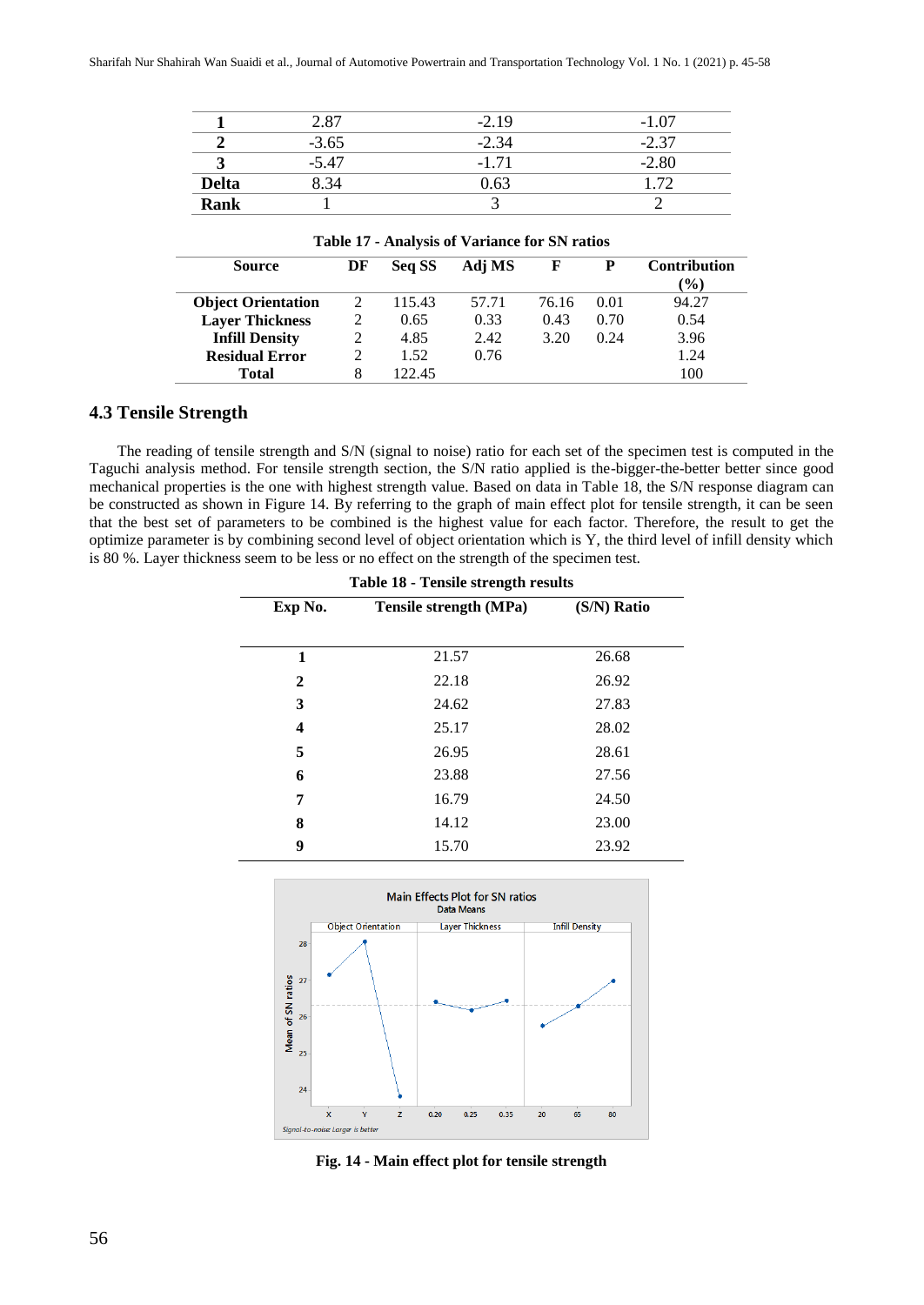| | | | |
|---|---|---|---|
| **1** | 2.87 | -2.19 | -1.07 |
| **2** | -3.65 | -2.34 | -2.37 |
| **3** | -5.47 | -1.71 | -2.80 |
| **Delta** | 8.34 | 0.63 | 1.72 |
| **Rank** | 1 | 3 | 2 |

**Table 17 - Analysis of Variance for SN ratios**

| Source | DF | Seq SS | Adj MS | F | P | Contribution (%) |
|---|---|---|---|---|---|---|
| **Object Orientation** | 2 | 115.43 | 57.71 | 76.16 | 0.01 | 94.27 |
| **Layer Thickness** | 2 | 0.65 | 0.33 | 0.43 | 0.70 | 0.54 |
| **Infill Density** | 2 | 4.85 | 2.42 | 3.20 | 0.24 | 3.96 |
| **Residual Error** | 2 | 1.52 | 0.76 | | | 1.24 |
| **Total** | 8 | 122.45 | | | | 100 |

### 4.3 Tensile Strength

The reading of tensile strength and S/N (signal to noise) ratio for each set of the specimen test is computed in the Taguchi analysis method. For tensile strength section, the S/N ratio applied is the-bigger-the-better better since good mechanical properties is the one with highest strength value. Based on data in Table 18, the S/N response diagram can be constructed as shown in Figure 14. By referring to the graph of main effect plot for tensile strength, it can be seen that the best set of parameters to be combined is the highest value for each factor. Therefore, the result to get the optimize parameter is by combining second level of object orientation which is Y, the third level of infill density which is 80 %. Layer thickness seem to be less or no effect on the strength of the specimen test.

**Table 18 - Tensile strength results**

| Exp No. | Tensile strength (MPa) | (S/N) Ratio |
|---|---|---|
| **1** | 21.57 | 26.68 |
| **2** | 22.18 | 26.92 |
| **3** | 24.62 | 27.83 |
| **4** | 25.17 | 28.02 |
| **5** | 26.95 | 28.61 |
| **6** | 23.88 | 27.56 |
| **7** | 16.79 | 24.50 |
| **8** | 14.12 | 23.00 |
| **9** | 15.70 | 23.92 |

**Fig. 14 - Main effect plot for tensile strength**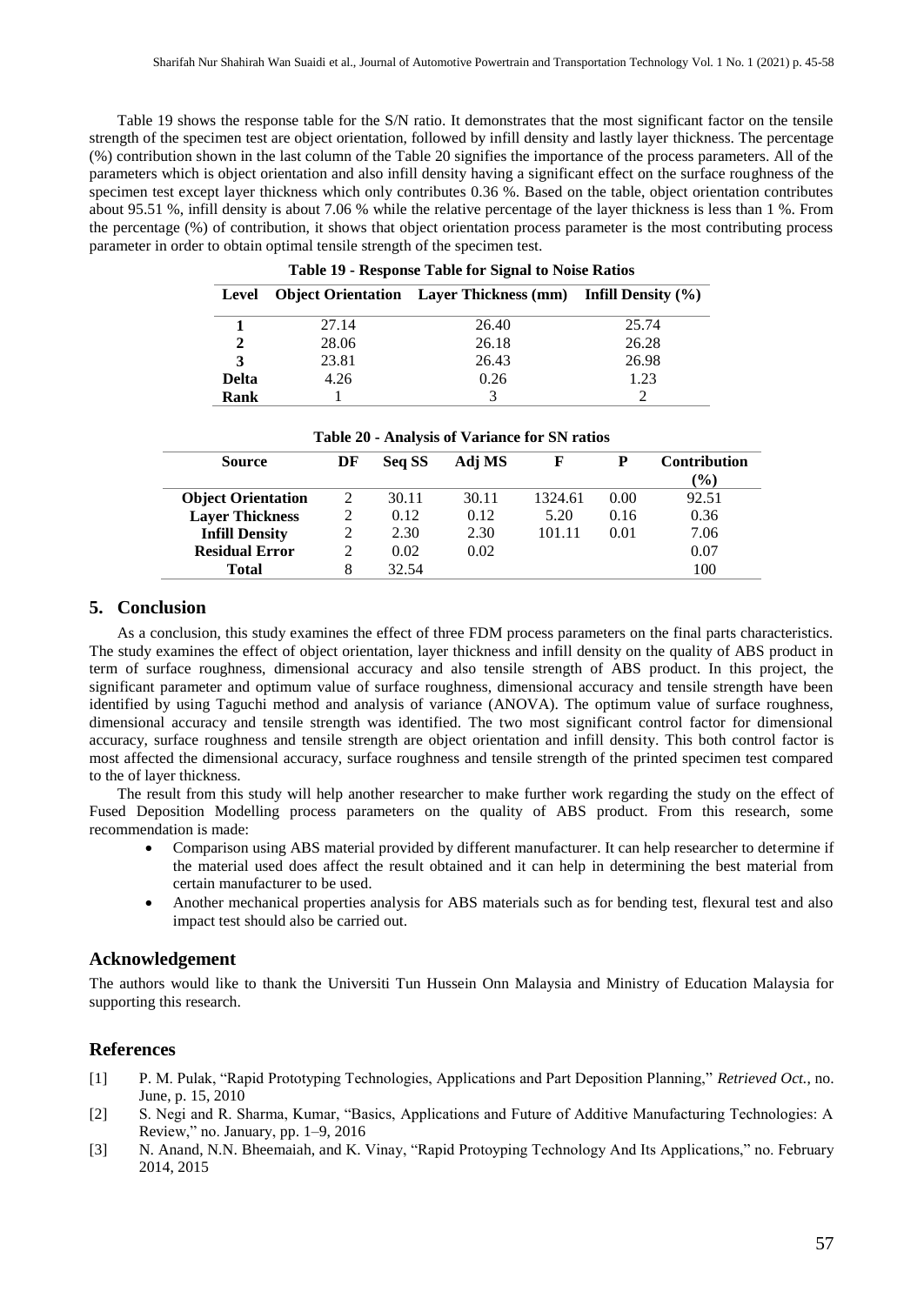Table 19 shows the response table for the S/N ratio. It demonstrates that the most significant factor on the tensile strength of the specimen test are object orientation, followed by infill density and lastly layer thickness. The percentage (%) contribution shown in the last column of the Table 20 signifies the importance of the process parameters. All of the parameters which is object orientation and also infill density having a significant effect on the surface roughness of the specimen test except layer thickness which only contributes 0.36 %. Based on the table, object orientation contributes about 95.51 %, infill density is about 7.06 % while the relative percentage of the layer thickness is less than 1 %. From the percentage (%) of contribution, it shows that object orientation process parameter is the most contributing process parameter in order to obtain optimal tensile strength of the specimen test.

**Table 19 - Response Table for Signal to Noise Ratios**

| Level | Object Orientation | Layer Thickness (mm) | Infill Density (%) |
|---|---|---|---|
| **1** | 27.14 | 26.40 | 25.74 |
| **2** | 28.06 | 26.18 | 26.28 |
| **3** | 23.81 | 26.43 | 26.98 |
| **Delta** | 4.26 | 0.26 | 1.23 |
| **Rank** | 1 | 3 | 2 |

**Table 20 - Analysis of Variance for SN ratios**

| Source | DF | Seq SS | Adj MS | F | P | Contribution (%) |
|---|---|---|---|---|---|---|
| **Object Orientation** | 2 | 30.11 | 30.11 | 1324.61 | 0.00 | 92.51 |
| **Layer Thickness** | 2 | 0.12 | 0.12 | 5.20 | 0.16 | 0.36 |
| **Infill Density** | 2 | 2.30 | 2.30 | 101.11 | 0.01 | 7.06 |
| **Residual Error** | 2 | 0.02 | 0.02 | | | 0.07 |
| **Total** | 8 | 32.54 | | | | 100 |

## 5. Conclusion

As a conclusion, this study examines the effect of three FDM process parameters on the final parts characteristics. The study examines the effect of object orientation, layer thickness and infill density on the quality of ABS product in term of surface roughness, dimensional accuracy and also tensile strength of ABS product. In this project, the significant parameter and optimum value of surface roughness, dimensional accuracy and tensile strength have been identified by using Taguchi method and analysis of variance (ANOVA). The optimum value of surface roughness, dimensional accuracy and tensile strength was identified. The two most significant control factor for dimensional accuracy, surface roughness and tensile strength are object orientation and infill density. This both control factor is most affected the dimensional accuracy, surface roughness and tensile strength of the printed specimen test compared to the of layer thickness.

The result from this study will help another researcher to make further work regarding the study on the effect of Fused Deposition Modelling process parameters on the quality of ABS product. From this research, some recommendation is made:

- Comparison using ABS material provided by different manufacturer. It can help researcher to determine if the material used does affect the result obtained and it can help in determining the best material from certain manufacturer to be used.
- Another mechanical properties analysis for ABS materials such as for bending test, flexural test and also impact test should also be carried out.

## Acknowledgement

The authors would like to thank the Universiti Tun Hussein Onn Malaysia and Ministry of Education Malaysia for supporting this research.

## References

[1] P. M. Pulak, "Rapid Prototyping Technologies, Applications and Part Deposition Planning," *Retrieved Oct.*, no. June, p. 15, 2010

[2] S. Negi and R. Sharma, Kumar, "Basics, Applications and Future of Additive Manufacturing Technologies: A Review," no. January, pp. 1–9, 2016

[3] N. Anand, N.N. Bheemaiah, and K. Vinay, "Rapid Protoyping Technology And Its Applications," no. February 2014, 2015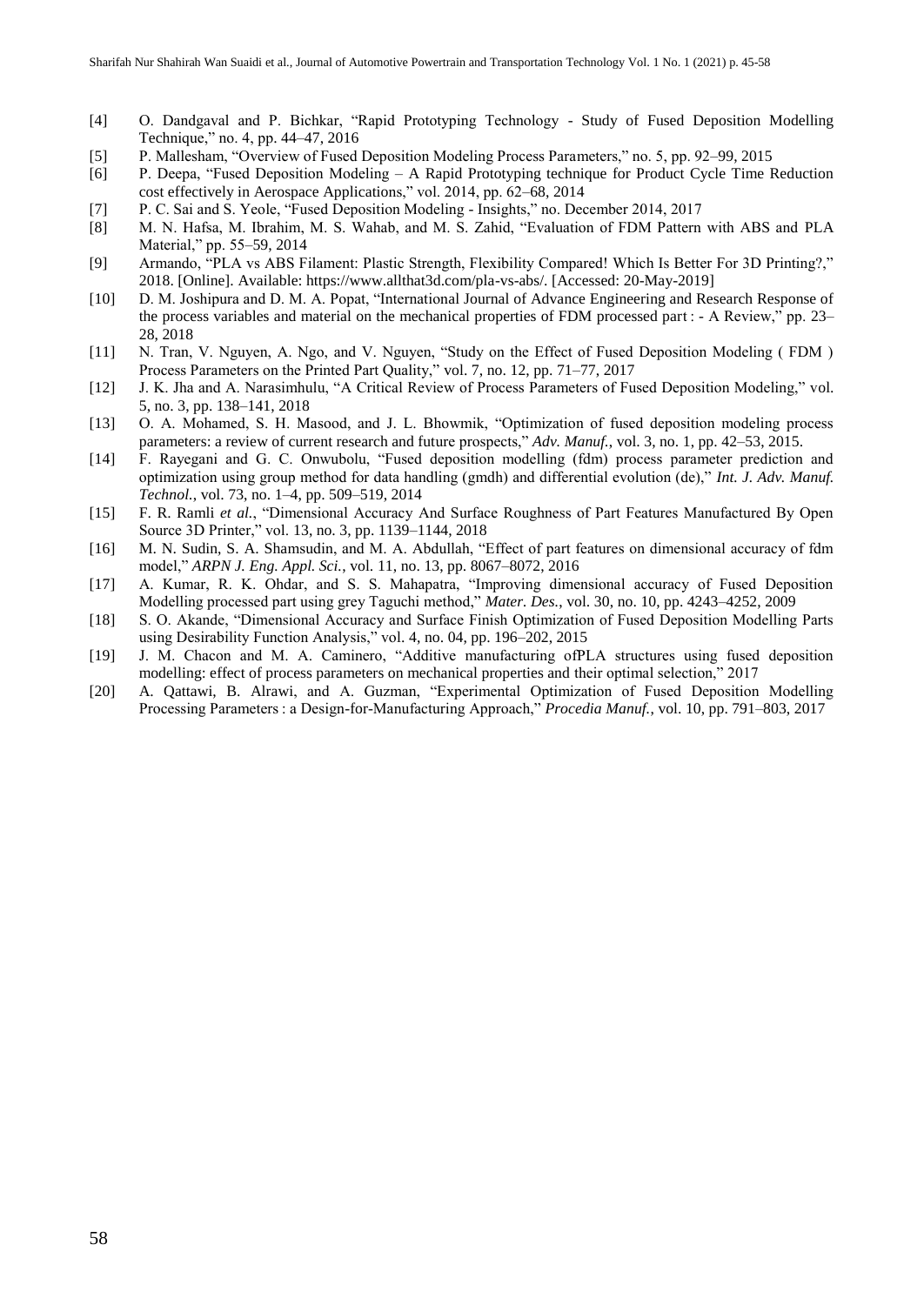[4] O. Dandgaval and P. Bichkar, "Rapid Prototyping Technology - Study of Fused Deposition Modelling Technique," no. 4, pp. 44–47, 2016

[5] P. Mallesham, "Overview of Fused Deposition Modeling Process Parameters," no. 5, pp. 92–99, 2015

[6] P. Deepa, "Fused Deposition Modeling – A Rapid Prototyping technique for Product Cycle Time Reduction cost effectively in Aerospace Applications," vol. 2014, pp. 62–68, 2014

[7] P. C. Sai and S. Yeole, "Fused Deposition Modeling - Insights," no. December 2014, 2017

[8] M. N. Hafsa, M. Ibrahim, M. S. Wahab, and M. S. Zahid, "Evaluation of FDM Pattern with ABS and PLA Material," pp. 55–59, 2014

[9] Armando, "PLA vs ABS Filament: Plastic Strength, Flexibility Compared! Which Is Better For 3D Printing?," 2018. [Online]. Available: https://www.allthat3d.com/pla-vs-abs/. [Accessed: 20-May-2019]

[10] D. M. Joshipura and D. M. A. Popat, "International Journal of Advance Engineering and Research Response of the process variables and material on the mechanical properties of FDM processed part : - A Review," pp. 23–28, 2018

[11] N. Tran, V. Nguyen, A. Ngo, and V. Nguyen, "Study on the Effect of Fused Deposition Modeling ( FDM ) Process Parameters on the Printed Part Quality," vol. 7, no. 12, pp. 71–77, 2017

[12] J. K. Jha and A. Narasimhulu, "A Critical Review of Process Parameters of Fused Deposition Modeling," vol. 5, no. 3, pp. 138–141, 2018

[13] O. A. Mohamed, S. H. Masood, and J. L. Bhowmik, "Optimization of fused deposition modeling process parameters: a review of current research and future prospects," *Adv. Manuf.*, vol. 3, no. 1, pp. 42–53, 2015.

[14] F. Rayegani and G. C. Onwubolu, "Fused deposition modelling (fdm) process parameter prediction and optimization using group method for data handling (gmdh) and differential evolution (de)," *Int. J. Adv. Manuf. Technol.*, vol. 73, no. 1–4, pp. 509–519, 2014

[15] F. R. Ramli *et al.*, "Dimensional Accuracy And Surface Roughness of Part Features Manufactured By Open Source 3D Printer," vol. 13, no. 3, pp. 1139–1144, 2018

[16] M. N. Sudin, S. A. Shamsudin, and M. A. Abdullah, "Effect of part features on dimensional accuracy of fdm model," *ARPN J. Eng. Appl. Sci.*, vol. 11, no. 13, pp. 8067–8072, 2016

[17] A. Kumar, R. K. Ohdar, and S. S. Mahapatra, "Improving dimensional accuracy of Fused Deposition Modelling processed part using grey Taguchi method," *Mater. Des.*, vol. 30, no. 10, pp. 4243–4252, 2009

[18] S. O. Akande, "Dimensional Accuracy and Surface Finish Optimization of Fused Deposition Modelling Parts using Desirability Function Analysis," vol. 4, no. 04, pp. 196–202, 2015

[19] J. M. Chacon and M. A. Caminero, "Additive manufacturing ofPLA structures using fused deposition modelling: effect of process parameters on mechanical properties and their optimal selection," 2017

[20] A. Qattawi, B. Alrawi, and A. Guzman, "Experimental Optimization of Fused Deposition Modelling Processing Parameters : a Design-for-Manufacturing Approach," *Procedia Manuf.*, vol. 10, pp. 791–803, 2017